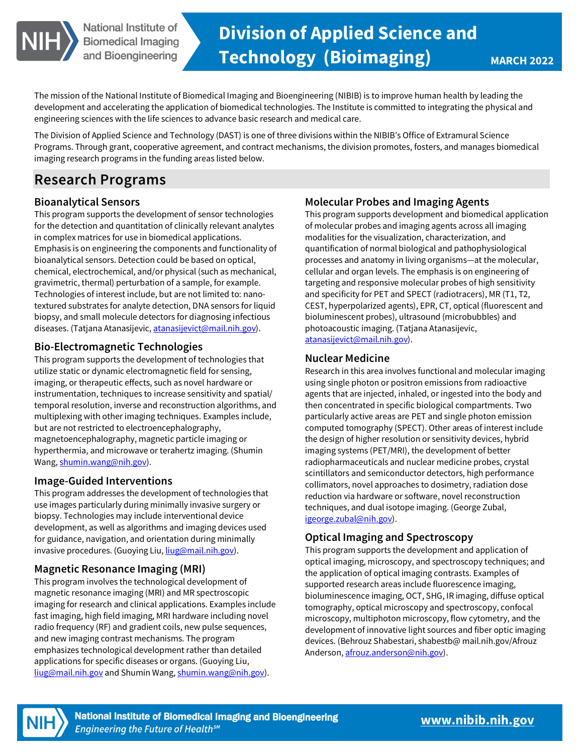# Division of Applied Science and Technology (Bioimaging)

MARCH 2022

The mission of the National Institute of Biomedical Imaging and Bioengineering (NIBIB) is to improve human health by leading the development and accelerating the application of biomedical technologies. The Institute is committed to integrating the physical and engineering sciences with the life sciences to advance basic research and medical care.

The Division of Applied Science and Technology (DAST) is one of three divisions within the NIBIB's Office of Extramural Science Programs. Through grant, cooperative agreement, and contract mechanisms, the division promotes, fosters, and manages biomedical imaging research programs in the funding areas listed below.

## Research Programs

### Bioanalytical Sensors

This program supports the development of sensor technologies for the detection and quantitation of clinically relevant analytes in complex matrices for use in biomedical applications. Emphasis is on engineering the components and functionality of bioanalytical sensors. Detection could be based on optical, chemical, electrochemical, and/or physical (such as mechanical, gravimetric, thermal) perturbation of a sample, for example. Technologies of interest include, but are not limited to: nano-textured substrates for analyte detection, DNA sensors for liquid biopsy, and small molecule detectors for diagnosing infectious diseases. (Tatjana Atanasijevic, atanasijevict@mail.nih.gov).

### Bio-Electromagnetic Technologies

This program supports the development of technologies that utilize static or dynamic electromagnetic field for sensing, imaging, or therapeutic effects, such as novel hardware or instrumentation, techniques to increase sensitivity and spatial/temporal resolution, inverse and reconstruction algorithms, and multiplexing with other imaging techniques. Examples include, but are not restricted to electroencephalography, magnetoencephalography, magnetic particle imaging or hyperthermia, and microwave or terahertz imaging. (Shumin Wang, shumin.wang@nih.gov).

### Image-Guided Interventions

This program addresses the development of technologies that use images particularly during minimally invasive surgery or biopsy. Technologies may include interventional device development, as well as algorithms and imaging devices used for guidance, navigation, and orientation during minimally invasive procedures. (Guoying Liu, liug@mail.nih.gov).

### Magnetic Resonance Imaging (MRI)

This program involves the technological development of magnetic resonance imaging (MRI) and MR spectroscopic imaging for research and clinical applications. Examples include fast imaging, high field imaging, MRI hardware including novel radio frequency (RF) and gradient coils, new pulse sequences, and new imaging contrast mechanisms. The program emphasizes technological development rather than detailed applications for specific diseases or organs. (Guoying Liu, liug@mail.nih.gov and Shumin Wang, shumin.wang@nih.gov).

### Molecular Probes and Imaging Agents

This program supports development and biomedical application of molecular probes and imaging agents across all imaging modalities for the visualization, characterization, and quantification of normal biological and pathophysiological processes and anatomy in living organisms—at the molecular, cellular and organ levels. The emphasis is on engineering of targeting and responsive molecular probes of high sensitivity and specificity for PET and SPECT (radiotracers), MR (T1, T2, CEST, hyperpolarized agents), EPR, CT, optical (fluorescent and bioluminescent probes), ultrasound (microbubbles) and photoacoustic imaging. (Tatjana Atanasijevic, atanasijevict@mail.nih.gov).

### Nuclear Medicine

Research in this area involves functional and molecular imaging using single photon or positron emissions from radioactive agents that are injected, inhaled, or ingested into the body and then concentrated in specific biological compartments. Two particularly active areas are PET and single photon emission computed tomography (SPECT). Other areas of interest include the design of higher resolution or sensitivity devices, hybrid imaging systems (PET/MRI), the development of better radiopharmaceuticals and nuclear medicine probes, crystal scintillators and semiconductor detectors, high performance collimators, novel approaches to dosimetry, radiation dose reduction via hardware or software, novel reconstruction techniques, and dual isotope imaging. (George Zubal, igeorge.zubal@nih.gov).

### Optical Imaging and Spectroscopy

This program supports the development and application of optical imaging, microscopy, and spectroscopy techniques; and the application of optical imaging contrasts. Examples of supported research areas include fluorescence imaging, bioluminescence imaging, OCT, SHG, IR imaging, diffuse optical tomography, optical microscopy and spectroscopy, confocal microscopy, multiphoton microscopy, flow cytometry, and the development of innovative light sources and fiber optic imaging devices. (Behrouz Shabestari, shabestb@ mail.nih.gov/Afrouz Anderson, afrouz.anderson@nih.gov).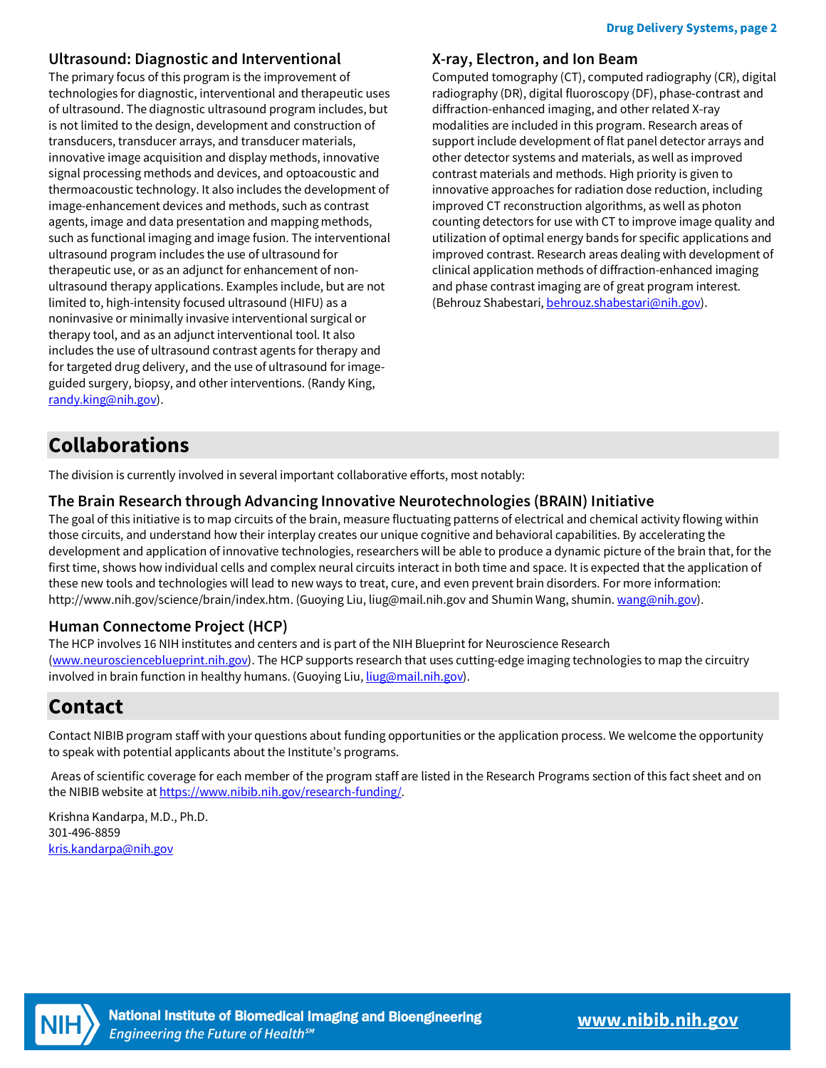### Ultrasound: Diagnostic and Interventional

The primary focus of this program is the improvement of technologies for diagnostic, interventional and therapeutic uses of ultrasound. The diagnostic ultrasound program includes, but is not limited to the design, development and construction of transducers, transducer arrays, and transducer materials, innovative image acquisition and display methods, innovative signal processing methods and devices, and optoacoustic and thermoacoustic technology. It also includes the development of image-enhancement devices and methods, such as contrast agents, image and data presentation and mapping methods, such as functional imaging and image fusion. The interventional ultrasound program includes the use of ultrasound for therapeutic use, or as an adjunct for enhancement of non-ultrasound therapy applications. Examples include, but are not limited to, high-intensity focused ultrasound (HIFU) as a noninvasive or minimally invasive interventional surgical or therapy tool, and as an adjunct interventional tool. It also includes the use of ultrasound contrast agents for therapy and for targeted drug delivery, and the use of ultrasound for image-guided surgery, biopsy, and other interventions. (Randy King, randy.king@nih.gov).

### X-ray, Electron, and Ion Beam

Computed tomography (CT), computed radiography (CR), digital radiography (DR), digital fluoroscopy (DF), phase-contrast and diffraction-enhanced imaging, and other related X-ray modalities are included in this program. Research areas of support include development of flat panel detector arrays and other detector systems and materials, as well as improved contrast materials and methods. High priority is given to innovative approaches for radiation dose reduction, including improved CT reconstruction algorithms, as well as photon counting detectors for use with CT to improve image quality and utilization of optimal energy bands for specific applications and improved contrast. Research areas dealing with development of clinical application methods of diffraction-enhanced imaging and phase contrast imaging are of great program interest. (Behrouz Shabestari, behrouz.shabestari@nih.gov).

## Collaborations

The division is currently involved in several important collaborative efforts, most notably:

### The Brain Research through Advancing Innovative Neurotechnologies (BRAIN) Initiative

The goal of this initiative is to map circuits of the brain, measure fluctuating patterns of electrical and chemical activity flowing within those circuits, and understand how their interplay creates our unique cognitive and behavioral capabilities. By accelerating the development and application of innovative technologies, researchers will be able to produce a dynamic picture of the brain that, for the first time, shows how individual cells and complex neural circuits interact in both time and space. It is expected that the application of these new tools and technologies will lead to new ways to treat, cure, and even prevent brain disorders. For more information: http://www.nih.gov/science/brain/index.htm. (Guoying Liu, liug@mail.nih.gov and Shumin Wang, shumin. wang@nih.gov).

### Human Connectome Project (HCP)

The HCP involves 16 NIH institutes and centers and is part of the NIH Blueprint for Neuroscience Research (www.neuroscienceblueprint.nih.gov). The HCP supports research that uses cutting-edge imaging technologies to map the circuitry involved in brain function in healthy humans. (Guoying Liu, liug@mail.nih.gov).

## Contact

Contact NIBIB program staff with your questions about funding opportunities or the application process. We welcome the opportunity to speak with potential applicants about the Institute's programs.

Areas of scientific coverage for each member of the program staff are listed in the Research Programs section of this fact sheet and on the NIBIB website at https://www.nibib.nih.gov/research-funding/.

Krishna Kandarpa, M.D., Ph.D.
301-496-8859
kris.kandarpa@nih.gov